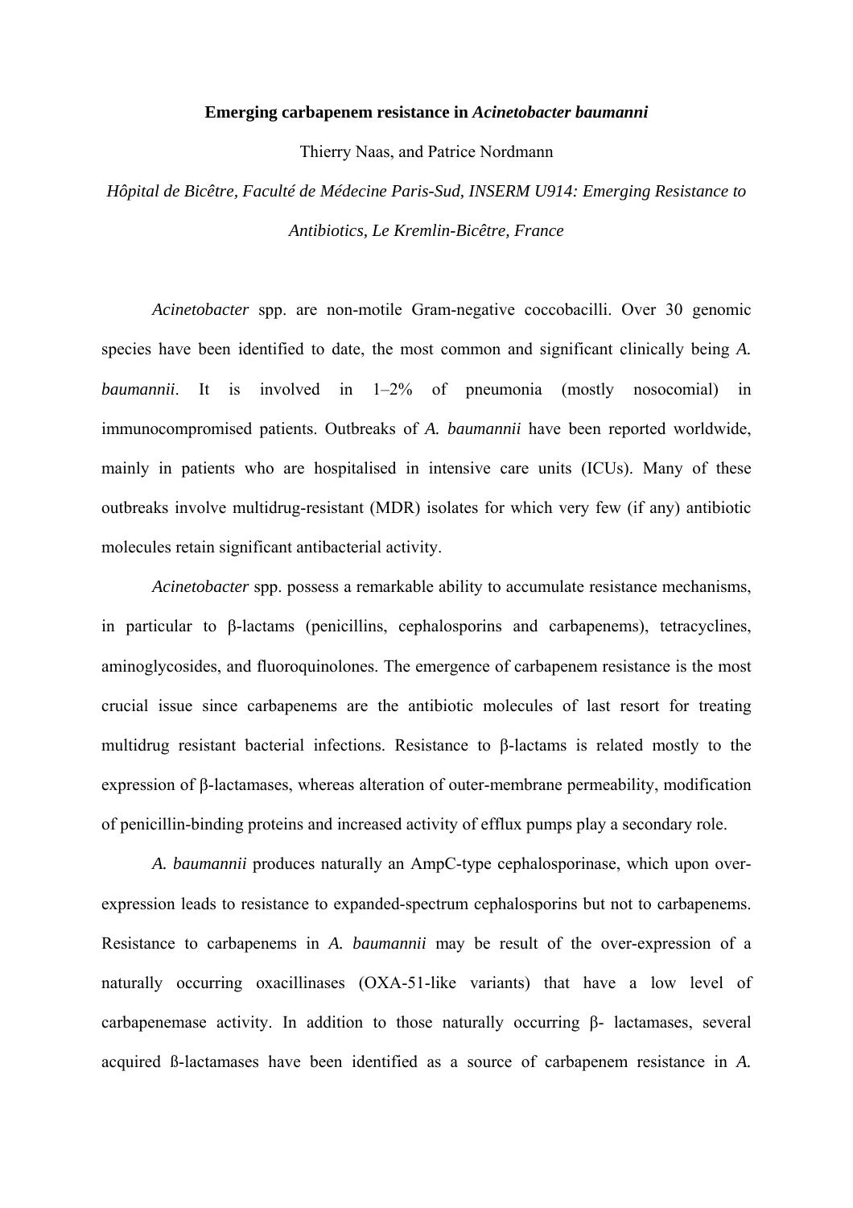# Emerging carbapenem resistance in *Acinetobacter baumanni*

Thierry Naas, and Patrice Nordmann

*Hôpital de Bicêtre, Faculté de Médecine Paris-Sud, INSERM U914: Emerging Resistance to Antibiotics, Le Kremlin-Bicêtre, France*

*Acinetobacter* spp. are non-motile Gram-negative coccobacilli. Over 30 genomic species have been identified to date, the most common and significant clinically being *A. baumannii*. It is involved in 1–2% of pneumonia (mostly nosocomial) in immunocompromised patients. Outbreaks of *A. baumannii* have been reported worldwide, mainly in patients who are hospitalised in intensive care units (ICUs). Many of these outbreaks involve multidrug-resistant (MDR) isolates for which very few (if any) antibiotic molecules retain significant antibacterial activity.

*Acinetobacter* spp. possess a remarkable ability to accumulate resistance mechanisms, in particular to β-lactams (penicillins, cephalosporins and carbapenems), tetracyclines, aminoglycosides, and fluoroquinolones. The emergence of carbapenem resistance is the most crucial issue since carbapenems are the antibiotic molecules of last resort for treating multidrug resistant bacterial infections. Resistance to β-lactams is related mostly to the expression of β-lactamases, whereas alteration of outer-membrane permeability, modification of penicillin-binding proteins and increased activity of efflux pumps play a secondary role.

*A. baumannii* produces naturally an AmpC-type cephalosporinase, which upon over-expression leads to resistance to expanded-spectrum cephalosporins but not to carbapenems. Resistance to carbapenems in *A. baumannii* may be result of the over-expression of a naturally occurring oxacillinases (OXA-51-like variants) that have a low level of carbapenemase activity. In addition to those naturally occurring β- lactamases, several acquired ß-lactamases have been identified as a source of carbapenem resistance in *A.*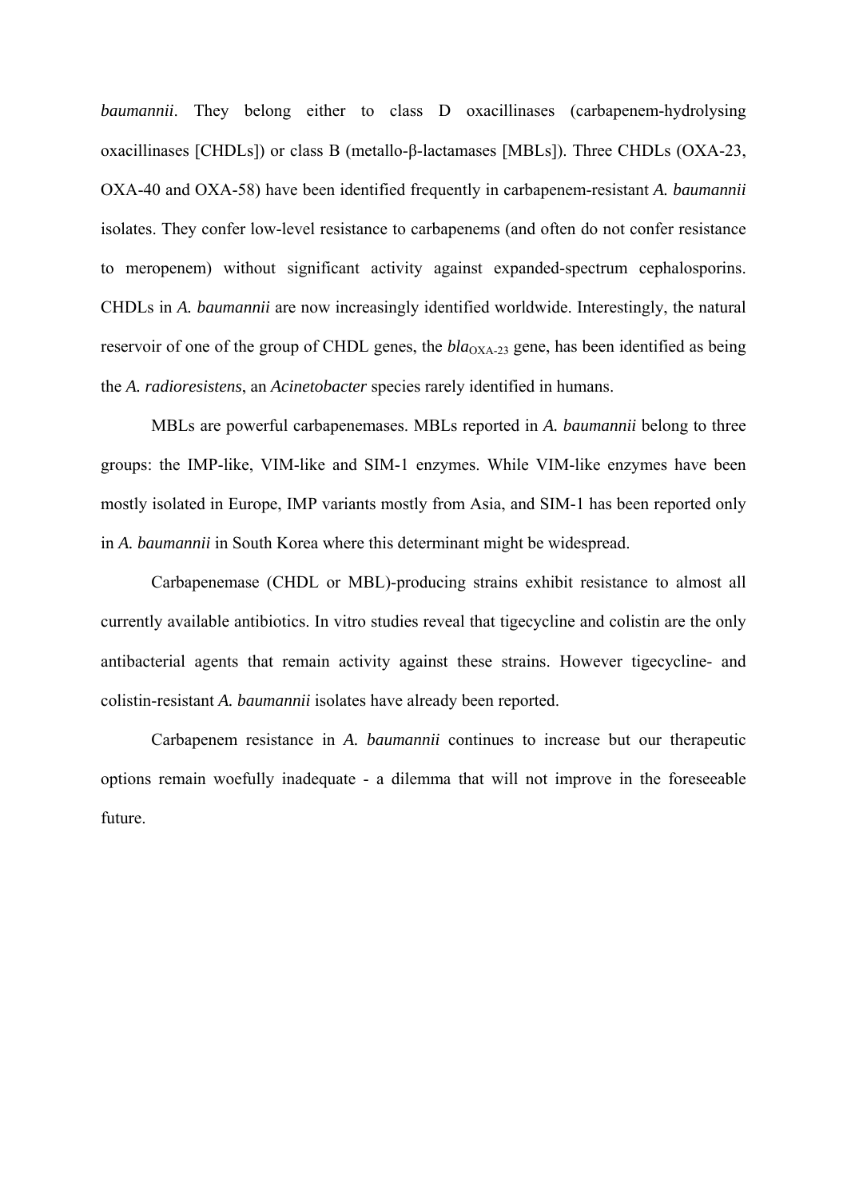*baumannii*. They belong either to class D oxacillinases (carbapenem-hydrolysing oxacillinases [CHDLs]) or class B (metallo-β-lactamases [MBLs]). Three CHDLs (OXA-23, OXA-40 and OXA-58) have been identified frequently in carbapenem-resistant *A. baumannii* isolates. They confer low-level resistance to carbapenems (and often do not confer resistance to meropenem) without significant activity against expanded-spectrum cephalosporins. CHDLs in *A. baumannii* are now increasingly identified worldwide. Interestingly, the natural reservoir of one of the group of CHDL genes, the $bla_{\text{OXA-23}}$ gene, has been identified as being the *A. radioresistens*, an *Acinetobacter* species rarely identified in humans.

MBLs are powerful carbapenemases. MBLs reported in *A. baumannii* belong to three groups: the IMP-like, VIM-like and SIM-1 enzymes. While VIM-like enzymes have been mostly isolated in Europe, IMP variants mostly from Asia, and SIM-1 has been reported only in *A. baumannii* in South Korea where this determinant might be widespread.

Carbapenemase (CHDL or MBL)-producing strains exhibit resistance to almost all currently available antibiotics. In vitro studies reveal that tigecycline and colistin are the only antibacterial agents that remain activity against these strains. However tigecycline- and colistin-resistant *A. baumannii* isolates have already been reported.

Carbapenem resistance in *A. baumannii* continues to increase but our therapeutic options remain woefully inadequate - a dilemma that will not improve in the foreseeable future.